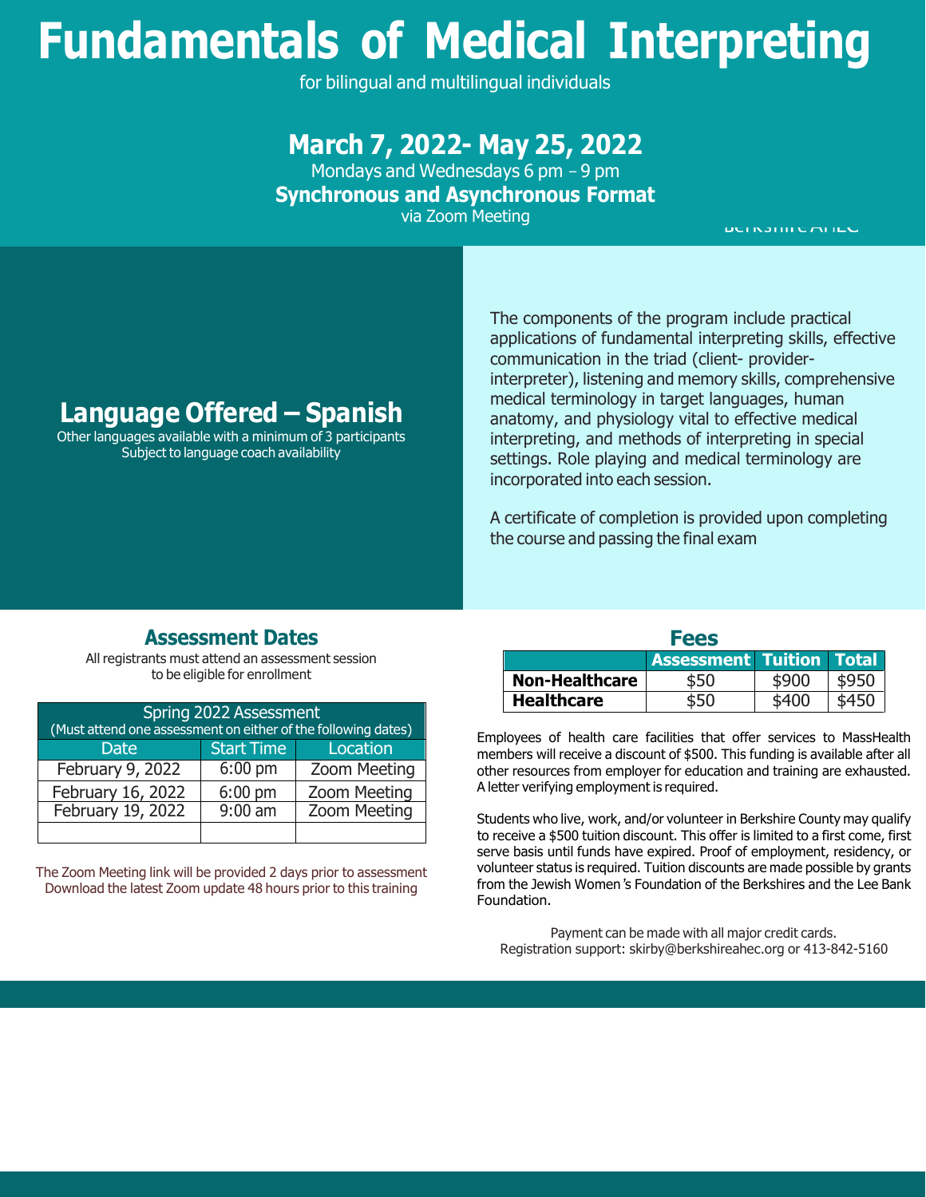# Fundamentals of Medical Interpreting

for bilingual and multilingual individuals

## March 7, 2022- May 25, 2022

Mondays and Wednesdays 6 pm – 9 pm

**Synchronous and Asynchronous Format**

via Zoom Meeting

Berkshire AHEC

## Language Offered – Spanish

Other languages available with a minimum of 3 participants
Subject to language coach availability

The components of the program include practical applications of fundamental interpreting skills, effective communication in the triad (client- provider- interpreter), listening and memory skills, comprehensive medical terminology in target languages, human anatomy, and physiology vital to effective medical interpreting, and methods of interpreting in special settings. Role playing and medical terminology are incorporated into each session.

A certificate of completion is provided upon completing the course and passing the final exam

### Assessment Dates

All registrants must attend an assessment session to be eligible for enrollment

| Spring 2022 Assessment (Must attend one assessment on either of the following dates) | | |
|---|---|---|
| Date | Start Time | Location |
| February 9, 2022 | 6:00 pm | Zoom Meeting |
| February 16, 2022 | 6:00 pm | Zoom Meeting |
| February 19, 2022 | 9:00 am | Zoom Meeting |
| | | |

The Zoom Meeting link will be provided 2 days prior to assessment
Download the latest Zoom update 48 hours prior to this training

### Fees

| | Assessment | Tuition | Total |
|---|---|---|---|
| **Non-Healthcare** | $50 | $900 | $950 |
| **Healthcare** | $50 | $400 | $450 |

Employees of health care facilities that offer services to MassHealth members will receive a discount of $500. This funding is available after all other resources from employer for education and training are exhausted. A letter verifying employment is required.

Students who live, work, and/or volunteer in Berkshire County may qualify to receive a $500 tuition discount. This offer is limited to a first come, first serve basis until funds have expired. Proof of employment, residency, or volunteer status is required. Tuition discounts are made possible by grants from the Jewish Women's Foundation of the Berkshires and the Lee Bank Foundation.

Payment can be made with all major credit cards.
Registration support: skirby@berkshireahec.org or 413-842-5160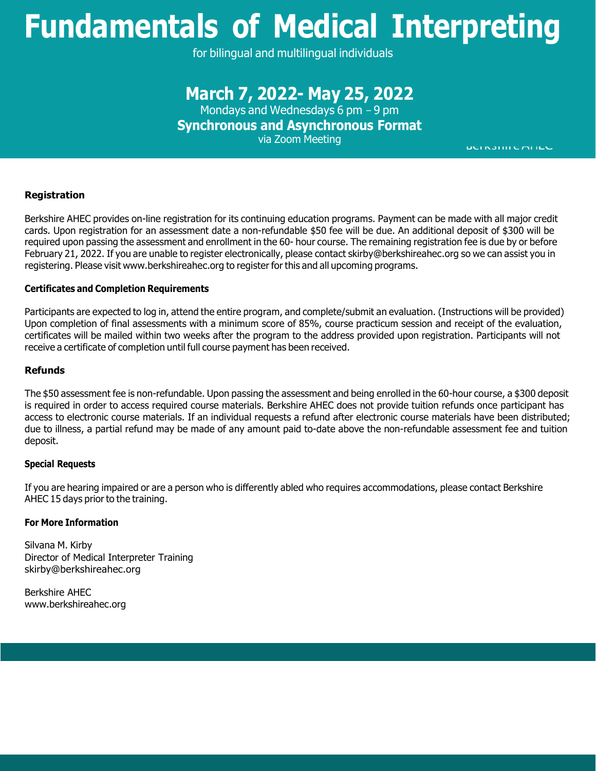# Fundamentals of Medical Interpreting

for bilingual and multilingual individuals

## March 7, 2022- May 25, 2022

Mondays and Wednesdays 6 pm – 9 pm

**Synchronous and Asynchronous Format**

via Zoom Meeting

### Registration

Berkshire AHEC provides on-line registration for its continuing education programs. Payment can be made with all major credit cards. Upon registration for an assessment date a non-refundable $50 fee will be due. An additional deposit of $300 will be required upon passing the assessment and enrollment in the 60- hour course. The remaining registration fee is due by or before February 21, 2022. If you are unable to register electronically, please contact skirby@berkshireahec.org so we can assist you in registering. Please visit www.berkshireahec.org to register for this and all upcoming programs.

### Certificates and Completion Requirements

Participants are expected to log in, attend the entire program, and complete/submit an evaluation. (Instructions will be provided) Upon completion of final assessments with a minimum score of 85%, course practicum session and receipt of the evaluation, certificates will be mailed within two weeks after the program to the address provided upon registration. Participants will not receive a certificate of completion until full course payment has been received.

### Refunds

The $50 assessment fee is non-refundable. Upon passing the assessment and being enrolled in the 60-hour course, a $300 deposit is required in order to access required course materials. Berkshire AHEC does not provide tuition refunds once participant has access to electronic course materials. If an individual requests a refund after electronic course materials have been distributed; due to illness, a partial refund may be made of any amount paid to-date above the non-refundable assessment fee and tuition deposit.

### Special Requests

If you are hearing impaired or are a person who is differently abled who requires accommodations, please contact Berkshire AHEC 15 days prior to the training.

### For More Information

Silvana M. Kirby
Director of Medical Interpreter Training
skirby@berkshireahec.org

Berkshire AHEC
www.berkshireahec.org